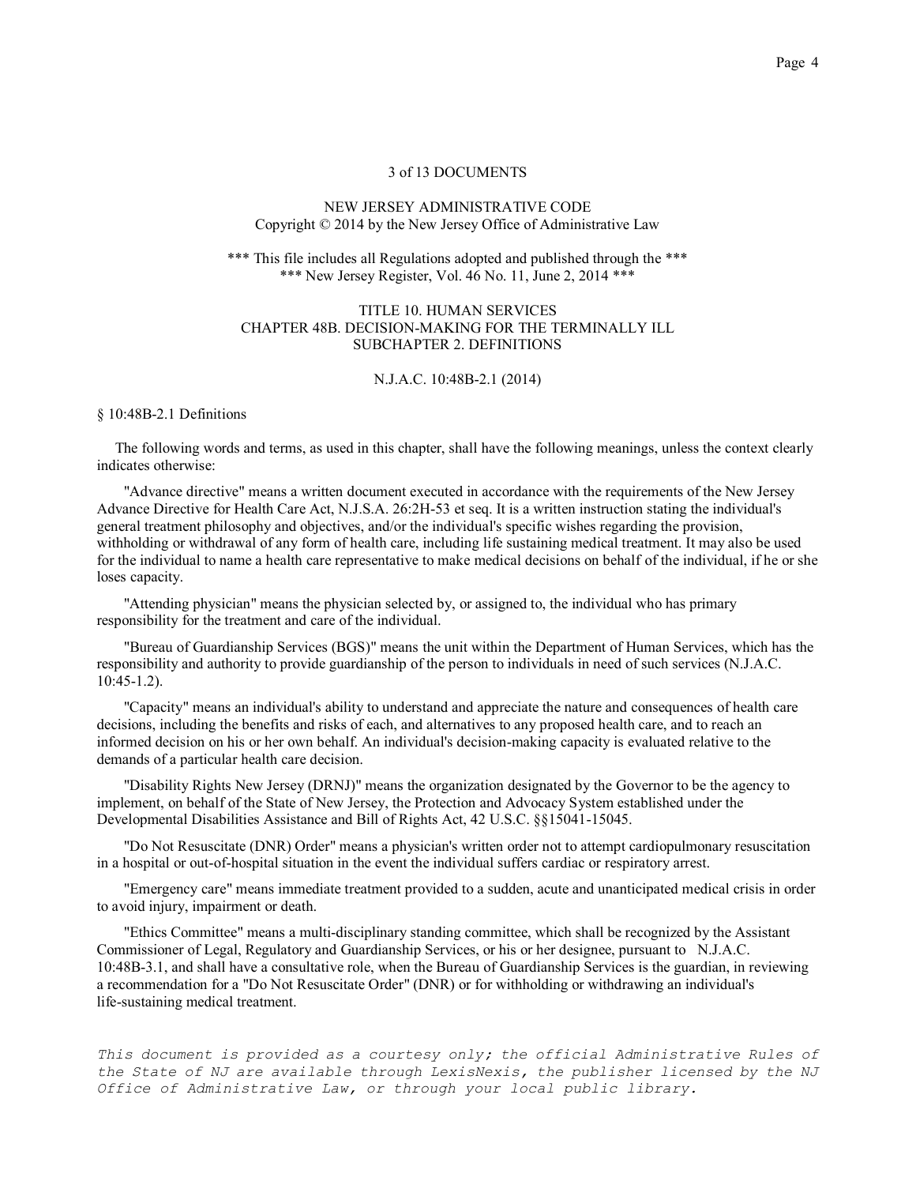3 of 13 DOCUMENTS

NEW JERSEY ADMINISTRATIVE CODE
Copyright © 2014 by the New Jersey Office of Administrative Law

*** This file includes all Regulations adopted and published through the ***
*** New Jersey Register, Vol. 46 No. 11, June 2, 2014 ***

TITLE 10. HUMAN SERVICES
CHAPTER 48B. DECISION-MAKING FOR THE TERMINALLY ILL
SUBCHAPTER 2. DEFINITIONS

N.J.A.C. 10:48B-2.1 (2014)

§ 10:48B-2.1 Definitions

The following words and terms, as used in this chapter, shall have the following meanings, unless the context clearly indicates otherwise:

"Advance directive" means a written document executed in accordance with the requirements of the New Jersey Advance Directive for Health Care Act, N.J.S.A. 26:2H-53 et seq. It is a written instruction stating the individual's general treatment philosophy and objectives, and/or the individual's specific wishes regarding the provision, withholding or withdrawal of any form of health care, including life sustaining medical treatment. It may also be used for the individual to name a health care representative to make medical decisions on behalf of the individual, if he or she loses capacity.

"Attending physician" means the physician selected by, or assigned to, the individual who has primary responsibility for the treatment and care of the individual.

"Bureau of Guardianship Services (BGS)" means the unit within the Department of Human Services, which has the responsibility and authority to provide guardianship of the person to individuals in need of such services (N.J.A.C. 10:45-1.2).

"Capacity" means an individual's ability to understand and appreciate the nature and consequences of health care decisions, including the benefits and risks of each, and alternatives to any proposed health care, and to reach an informed decision on his or her own behalf. An individual's decision-making capacity is evaluated relative to the demands of a particular health care decision.

"Disability Rights New Jersey (DRNJ)" means the organization designated by the Governor to be the agency to implement, on behalf of the State of New Jersey, the Protection and Advocacy System established under the Developmental Disabilities Assistance and Bill of Rights Act, 42 U.S.C. §§15041-15045.

"Do Not Resuscitate (DNR) Order" means a physician's written order not to attempt cardiopulmonary resuscitation in a hospital or out-of-hospital situation in the event the individual suffers cardiac or respiratory arrest.

"Emergency care" means immediate treatment provided to a sudden, acute and unanticipated medical crisis in order to avoid injury, impairment or death.

"Ethics Committee" means a multi-disciplinary standing committee, which shall be recognized by the Assistant Commissioner of Legal, Regulatory and Guardianship Services, or his or her designee, pursuant to N.J.A.C. 10:48B-3.1, and shall have a consultative role, when the Bureau of Guardianship Services is the guardian, in reviewing a recommendation for a "Do Not Resuscitate Order" (DNR) or for withholding or withdrawing an individual's life-sustaining medical treatment.

*This document is provided as a courtesy only; the official Administrative Rules of the State of NJ are available through LexisNexis, the publisher licensed by the NJ Office of Administrative Law, or through your local public library.*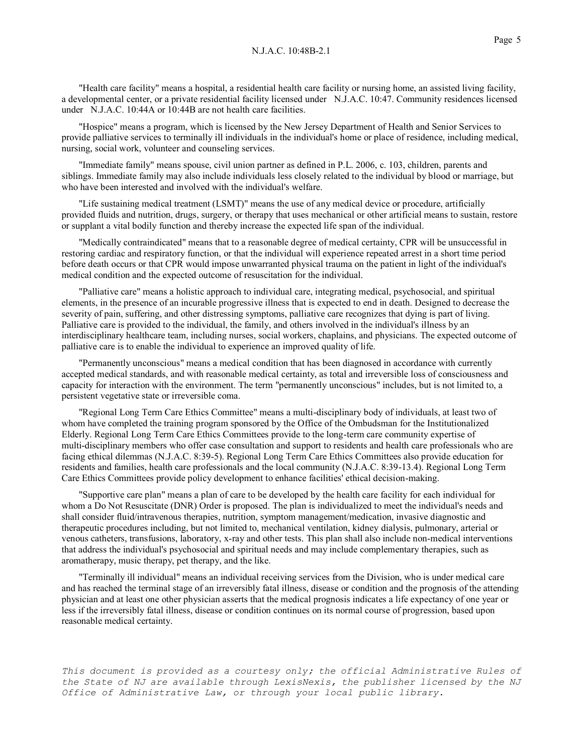"Health care facility" means a hospital, a residential health care facility or nursing home, an assisted living facility, a developmental center, or a private residential facility licensed under N.J.A.C. 10:47. Community residences licensed under N.J.A.C. 10:44A or 10:44B are not health care facilities.

"Hospice" means a program, which is licensed by the New Jersey Department of Health and Senior Services to provide palliative services to terminally ill individuals in the individual's home or place of residence, including medical, nursing, social work, volunteer and counseling services.

"Immediate family" means spouse, civil union partner as defined in P.L. 2006, c. 103, children, parents and siblings. Immediate family may also include individuals less closely related to the individual by blood or marriage, but who have been interested and involved with the individual's welfare.

"Life sustaining medical treatment (LSMT)" means the use of any medical device or procedure, artificially provided fluids and nutrition, drugs, surgery, or therapy that uses mechanical or other artificial means to sustain, restore or supplant a vital bodily function and thereby increase the expected life span of the individual.

"Medically contraindicated" means that to a reasonable degree of medical certainty, CPR will be unsuccessful in restoring cardiac and respiratory function, or that the individual will experience repeated arrest in a short time period before death occurs or that CPR would impose unwarranted physical trauma on the patient in light of the individual's medical condition and the expected outcome of resuscitation for the individual.

"Palliative care" means a holistic approach to individual care, integrating medical, psychosocial, and spiritual elements, in the presence of an incurable progressive illness that is expected to end in death. Designed to decrease the severity of pain, suffering, and other distressing symptoms, palliative care recognizes that dying is part of living. Palliative care is provided to the individual, the family, and others involved in the individual's illness by an interdisciplinary healthcare team, including nurses, social workers, chaplains, and physicians. The expected outcome of palliative care is to enable the individual to experience an improved quality of life.

"Permanently unconscious" means a medical condition that has been diagnosed in accordance with currently accepted medical standards, and with reasonable medical certainty, as total and irreversible loss of consciousness and capacity for interaction with the environment. The term "permanently unconscious" includes, but is not limited to, a persistent vegetative state or irreversible coma.

"Regional Long Term Care Ethics Committee" means a multi-disciplinary body of individuals, at least two of whom have completed the training program sponsored by the Office of the Ombudsman for the Institutionalized Elderly. Regional Long Term Care Ethics Committees provide to the long-term care community expertise of multi-disciplinary members who offer case consultation and support to residents and health care professionals who are facing ethical dilemmas (N.J.A.C. 8:39-5). Regional Long Term Care Ethics Committees also provide education for residents and families, health care professionals and the local community (N.J.A.C. 8:39-13.4). Regional Long Term Care Ethics Committees provide policy development to enhance facilities' ethical decision-making.

"Supportive care plan" means a plan of care to be developed by the health care facility for each individual for whom a Do Not Resuscitate (DNR) Order is proposed. The plan is individualized to meet the individual's needs and shall consider fluid/intravenous therapies, nutrition, symptom management/medication, invasive diagnostic and therapeutic procedures including, but not limited to, mechanical ventilation, kidney dialysis, pulmonary, arterial or venous catheters, transfusions, laboratory, x-ray and other tests. This plan shall also include non-medical interventions that address the individual's psychosocial and spiritual needs and may include complementary therapies, such as aromatherapy, music therapy, pet therapy, and the like.

"Terminally ill individual" means an individual receiving services from the Division, who is under medical care and has reached the terminal stage of an irreversibly fatal illness, disease or condition and the prognosis of the attending physician and at least one other physician asserts that the medical prognosis indicates a life expectancy of one year or less if the irreversibly fatal illness, disease or condition continues on its normal course of progression, based upon reasonable medical certainty.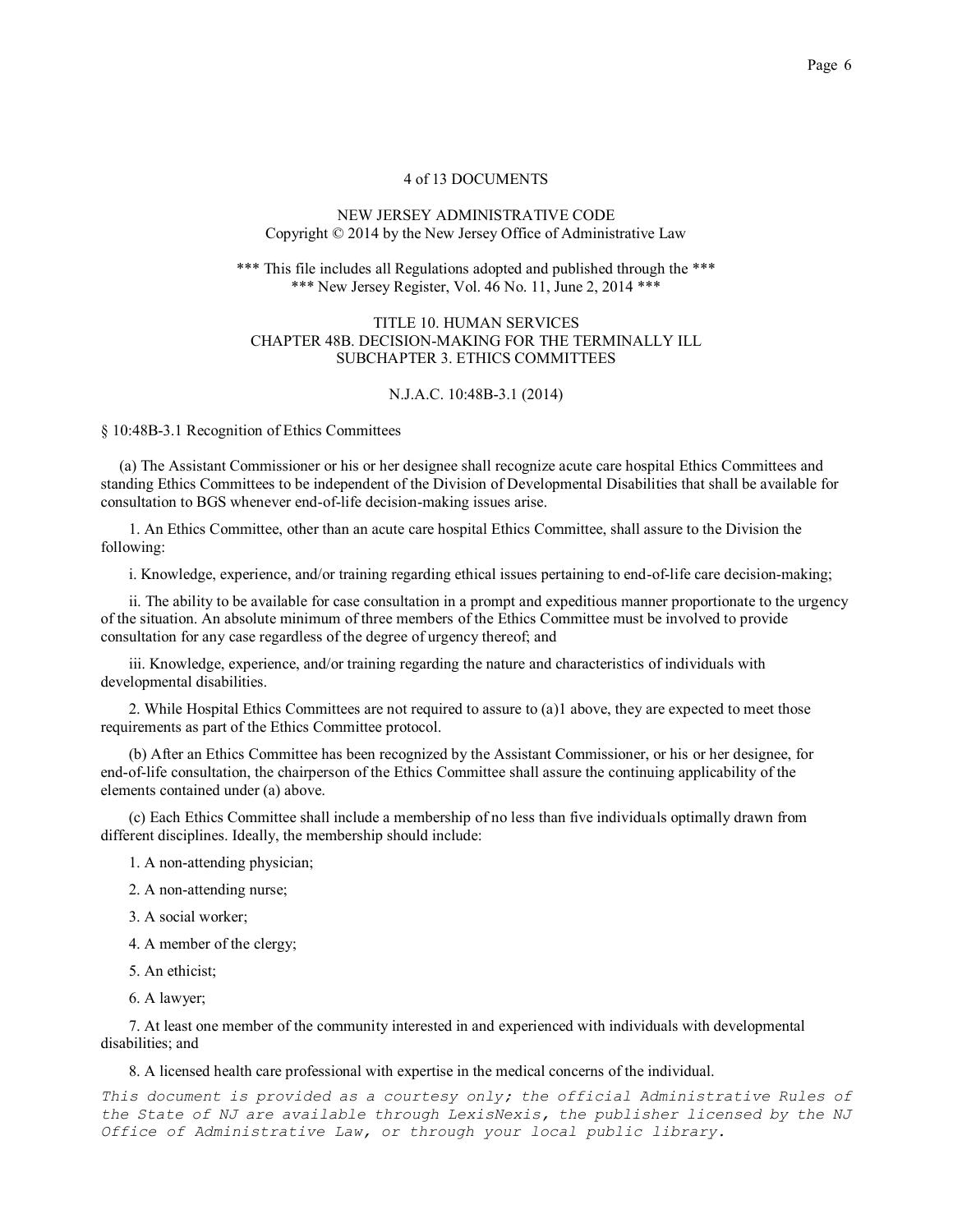4 of 13 DOCUMENTS

NEW JERSEY ADMINISTRATIVE CODE
Copyright © 2014 by the New Jersey Office of Administrative Law

*** This file includes all Regulations adopted and published through the ***
*** New Jersey Register, Vol. 46 No. 11, June 2, 2014 ***

TITLE 10. HUMAN SERVICES
CHAPTER 48B. DECISION-MAKING FOR THE TERMINALLY ILL
SUBCHAPTER 3. ETHICS COMMITTEES

N.J.A.C. 10:48B-3.1 (2014)

§ 10:48B-3.1 Recognition of Ethics Committees

(a) The Assistant Commissioner or his or her designee shall recognize acute care hospital Ethics Committees and standing Ethics Committees to be independent of the Division of Developmental Disabilities that shall be available for consultation to BGS whenever end-of-life decision-making issues arise.

1. An Ethics Committee, other than an acute care hospital Ethics Committee, shall assure to the Division the following:

i. Knowledge, experience, and/or training regarding ethical issues pertaining to end-of-life care decision-making;

ii. The ability to be available for case consultation in a prompt and expeditious manner proportionate to the urgency of the situation. An absolute minimum of three members of the Ethics Committee must be involved to provide consultation for any case regardless of the degree of urgency thereof; and

iii. Knowledge, experience, and/or training regarding the nature and characteristics of individuals with developmental disabilities.

2. While Hospital Ethics Committees are not required to assure to (a)1 above, they are expected to meet those requirements as part of the Ethics Committee protocol.

(b) After an Ethics Committee has been recognized by the Assistant Commissioner, or his or her designee, for end-of-life consultation, the chairperson of the Ethics Committee shall assure the continuing applicability of the elements contained under (a) above.

(c) Each Ethics Committee shall include a membership of no less than five individuals optimally drawn from different disciplines. Ideally, the membership should include:

1. A non-attending physician;

2. A non-attending nurse;

3. A social worker;

4. A member of the clergy;

5. An ethicist;

6. A lawyer;

7. At least one member of the community interested in and experienced with individuals with developmental disabilities; and

8. A licensed health care professional with expertise in the medical concerns of the individual.

*This document is provided as a courtesy only; the official Administrative Rules of the State of NJ are available through LexisNexis, the publisher licensed by the NJ Office of Administrative Law, or through your local public library.*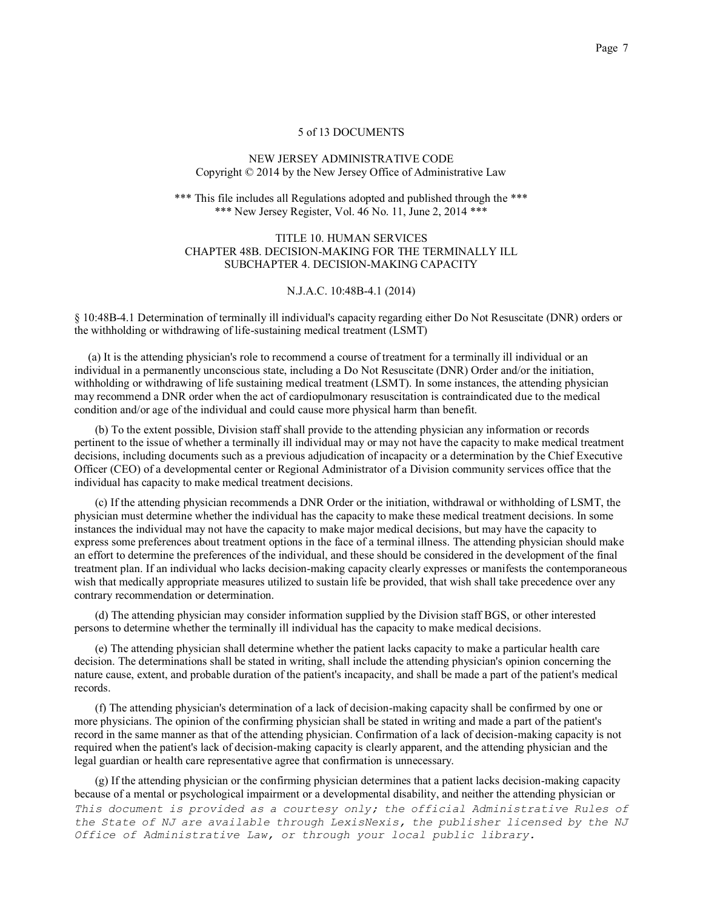5 of 13 DOCUMENTS

NEW JERSEY ADMINISTRATIVE CODE
Copyright © 2014 by the New Jersey Office of Administrative Law

*** This file includes all Regulations adopted and published through the ***
*** New Jersey Register, Vol. 46 No. 11, June 2, 2014 ***

TITLE 10. HUMAN SERVICES
CHAPTER 48B. DECISION-MAKING FOR THE TERMINALLY ILL
SUBCHAPTER 4. DECISION-MAKING CAPACITY

N.J.A.C. 10:48B-4.1 (2014)

§ 10:48B-4.1 Determination of terminally ill individual's capacity regarding either Do Not Resuscitate (DNR) orders or the withholding or withdrawing of life-sustaining medical treatment (LSMT)

(a) It is the attending physician's role to recommend a course of treatment for a terminally ill individual or an individual in a permanently unconscious state, including a Do Not Resuscitate (DNR) Order and/or the initiation, withholding or withdrawing of life sustaining medical treatment (LSMT). In some instances, the attending physician may recommend a DNR order when the act of cardiopulmonary resuscitation is contraindicated due to the medical condition and/or age of the individual and could cause more physical harm than benefit.

(b) To the extent possible, Division staff shall provide to the attending physician any information or records pertinent to the issue of whether a terminally ill individual may or may not have the capacity to make medical treatment decisions, including documents such as a previous adjudication of incapacity or a determination by the Chief Executive Officer (CEO) of a developmental center or Regional Administrator of a Division community services office that the individual has capacity to make medical treatment decisions.

(c) If the attending physician recommends a DNR Order or the initiation, withdrawal or withholding of LSMT, the physician must determine whether the individual has the capacity to make these medical treatment decisions. In some instances the individual may not have the capacity to make major medical decisions, but may have the capacity to express some preferences about treatment options in the face of a terminal illness. The attending physician should make an effort to determine the preferences of the individual, and these should be considered in the development of the final treatment plan. If an individual who lacks decision-making capacity clearly expresses or manifests the contemporaneous wish that medically appropriate measures utilized to sustain life be provided, that wish shall take precedence over any contrary recommendation or determination.

(d) The attending physician may consider information supplied by the Division staff BGS, or other interested persons to determine whether the terminally ill individual has the capacity to make medical decisions.

(e) The attending physician shall determine whether the patient lacks capacity to make a particular health care decision. The determinations shall be stated in writing, shall include the attending physician's opinion concerning the nature cause, extent, and probable duration of the patient's incapacity, and shall be made a part of the patient's medical records.

(f) The attending physician's determination of a lack of decision-making capacity shall be confirmed by one or more physicians. The opinion of the confirming physician shall be stated in writing and made a part of the patient's record in the same manner as that of the attending physician. Confirmation of a lack of decision-making capacity is not required when the patient's lack of decision-making capacity is clearly apparent, and the attending physician and the legal guardian or health care representative agree that confirmation is unnecessary.

(g) If the attending physician or the confirming physician determines that a patient lacks decision-making capacity because of a mental or psychological impairment or a developmental disability, and neither the attending physician or

*This document is provided as a courtesy only; the official Administrative Rules of the State of NJ are available through LexisNexis, the publisher licensed by the NJ Office of Administrative Law, or through your local public library.*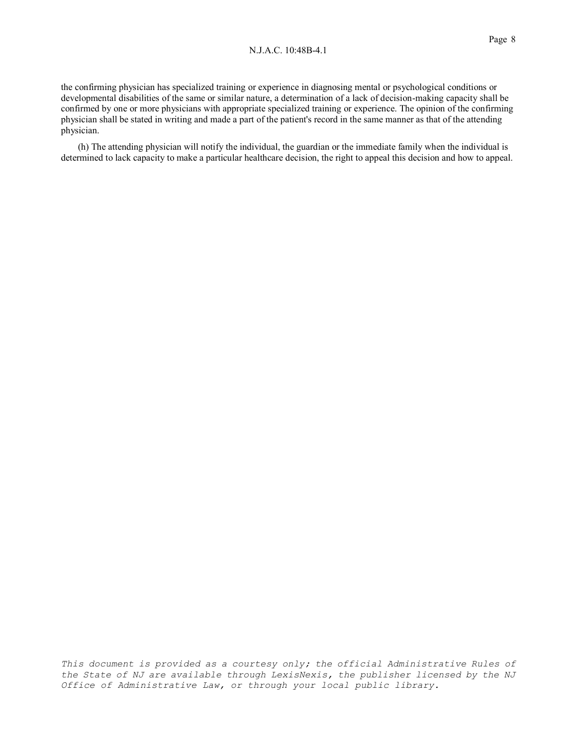the confirming physician has specialized training or experience in diagnosing mental or psychological conditions or developmental disabilities of the same or similar nature, a determination of a lack of decision-making capacity shall be confirmed by one or more physicians with appropriate specialized training or experience. The opinion of the confirming physician shall be stated in writing and made a part of the patient's record in the same manner as that of the attending physician.

(h) The attending physician will notify the individual, the guardian or the immediate family when the individual is determined to lack capacity to make a particular healthcare decision, the right to appeal this decision and how to appeal.

*This document is provided as a courtesy only; the official Administrative Rules of the State of NJ are available through LexisNexis, the publisher licensed by the NJ Office of Administrative Law, or through your local public library.*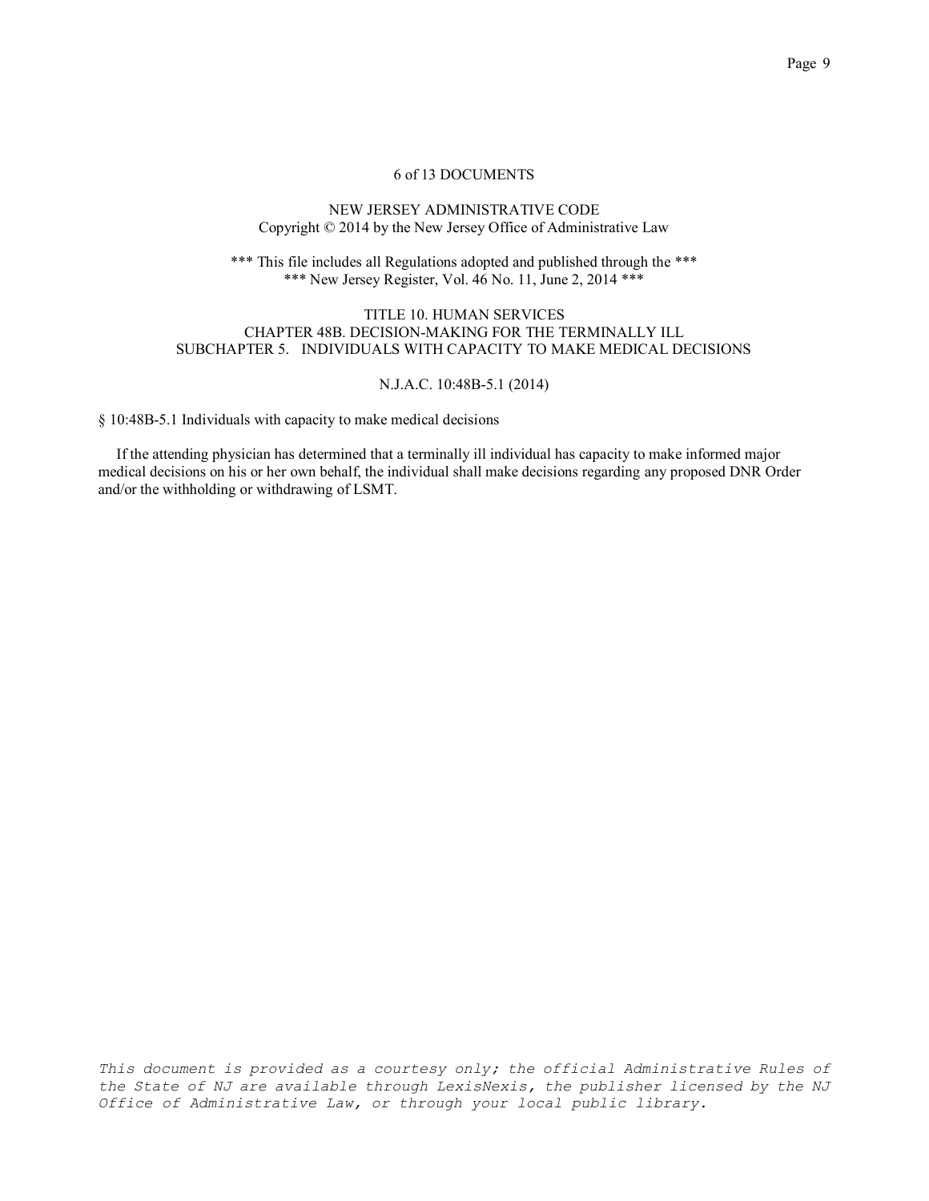6 of 13 DOCUMENTS

NEW JERSEY ADMINISTRATIVE CODE
Copyright © 2014 by the New Jersey Office of Administrative Law

*** This file includes all Regulations adopted and published through the ***
*** New Jersey Register, Vol. 46 No. 11, June 2, 2014 ***

TITLE 10. HUMAN SERVICES
CHAPTER 48B. DECISION-MAKING FOR THE TERMINALLY ILL
SUBCHAPTER 5. INDIVIDUALS WITH CAPACITY TO MAKE MEDICAL DECISIONS

N.J.A.C. 10:48B-5.1 (2014)

§ 10:48B-5.1 Individuals with capacity to make medical decisions

If the attending physician has determined that a terminally ill individual has capacity to make informed major medical decisions on his or her own behalf, the individual shall make decisions regarding any proposed DNR Order and/or the withholding or withdrawing of LSMT.

*This document is provided as a courtesy only; the official Administrative Rules of the State of NJ are available through LexisNexis, the publisher licensed by the NJ Office of Administrative Law, or through your local public library.*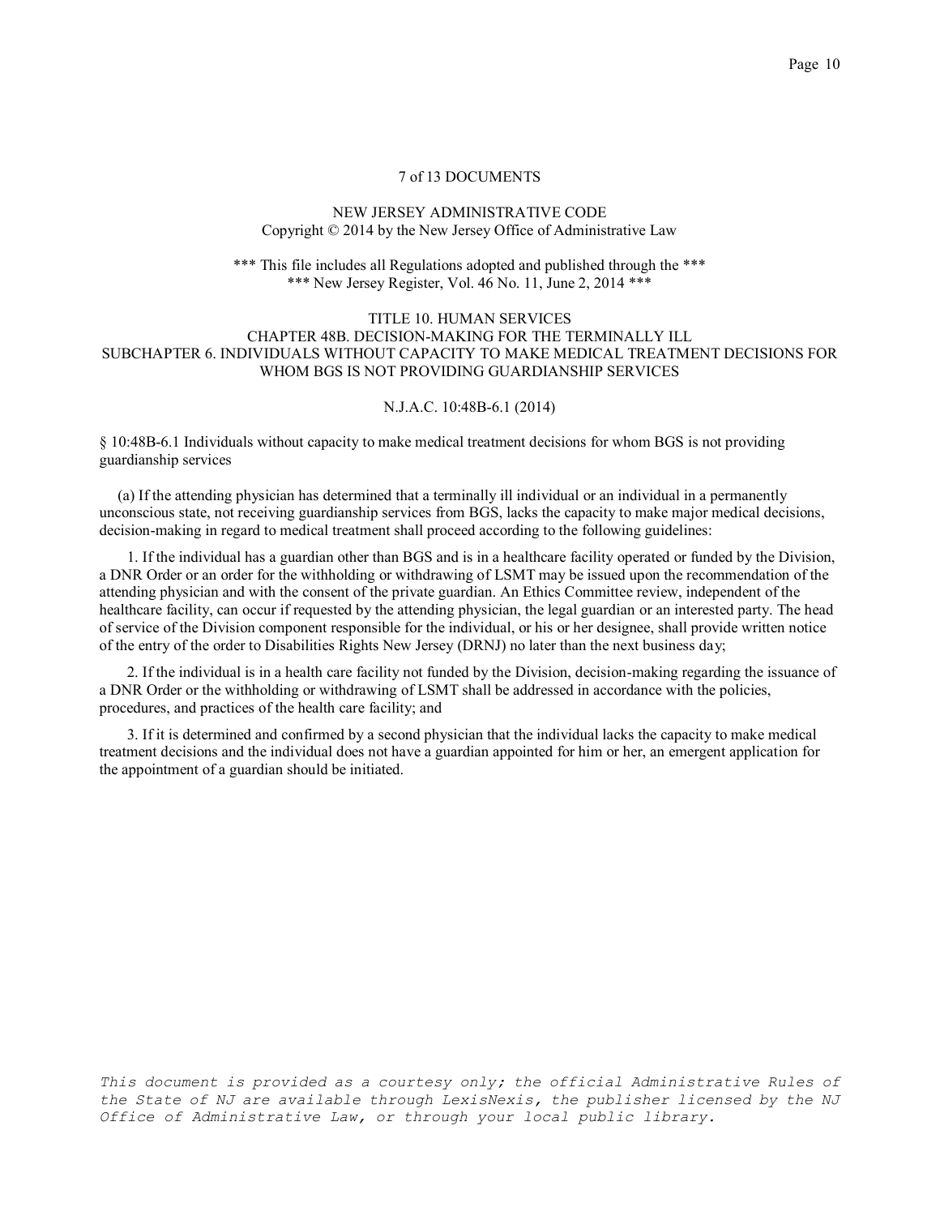7 of 13 DOCUMENTS

NEW JERSEY ADMINISTRATIVE CODE
Copyright © 2014 by the New Jersey Office of Administrative Law

*** This file includes all Regulations adopted and published through the ***
*** New Jersey Register, Vol. 46 No. 11, June 2, 2014 ***

TITLE 10. HUMAN SERVICES
CHAPTER 48B. DECISION-MAKING FOR THE TERMINALLY ILL
SUBCHAPTER 6. INDIVIDUALS WITHOUT CAPACITY TO MAKE MEDICAL TREATMENT DECISIONS FOR WHOM BGS IS NOT PROVIDING GUARDIANSHIP SERVICES

N.J.A.C. 10:48B-6.1 (2014)

§ 10:48B-6.1 Individuals without capacity to make medical treatment decisions for whom BGS is not providing guardianship services

(a) If the attending physician has determined that a terminally ill individual or an individual in a permanently unconscious state, not receiving guardianship services from BGS, lacks the capacity to make major medical decisions, decision-making in regard to medical treatment shall proceed according to the following guidelines:

1. If the individual has a guardian other than BGS and is in a healthcare facility operated or funded by the Division, a DNR Order or an order for the withholding or withdrawing of LSMT may be issued upon the recommendation of the attending physician and with the consent of the private guardian. An Ethics Committee review, independent of the healthcare facility, can occur if requested by the attending physician, the legal guardian or an interested party. The head of service of the Division component responsible for the individual, or his or her designee, shall provide written notice of the entry of the order to Disabilities Rights New Jersey (DRNJ) no later than the next business day;

2. If the individual is in a health care facility not funded by the Division, decision-making regarding the issuance of a DNR Order or the withholding or withdrawing of LSMT shall be addressed in accordance with the policies, procedures, and practices of the health care facility; and

3. If it is determined and confirmed by a second physician that the individual lacks the capacity to make medical treatment decisions and the individual does not have a guardian appointed for him or her, an emergent application for the appointment of a guardian should be initiated.

*This document is provided as a courtesy only; the official Administrative Rules of the State of NJ are available through LexisNexis, the publisher licensed by the NJ Office of Administrative Law, or through your local public library.*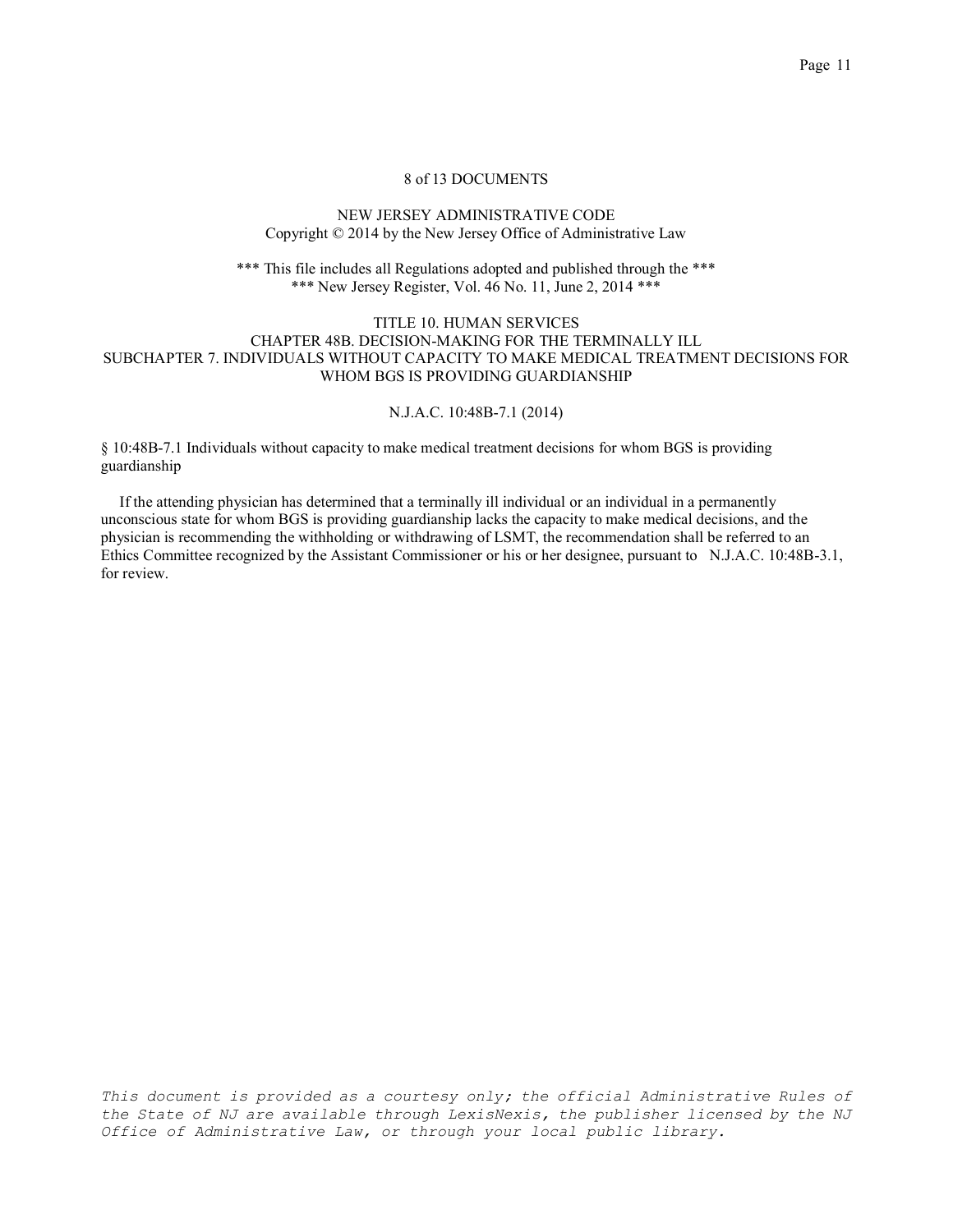8 of 13 DOCUMENTS

NEW JERSEY ADMINISTRATIVE CODE
Copyright © 2014 by the New Jersey Office of Administrative Law

*** This file includes all Regulations adopted and published through the ***
*** New Jersey Register, Vol. 46 No. 11, June 2, 2014 ***

TITLE 10. HUMAN SERVICES
CHAPTER 48B. DECISION-MAKING FOR THE TERMINALLY ILL
SUBCHAPTER 7. INDIVIDUALS WITHOUT CAPACITY TO MAKE MEDICAL TREATMENT DECISIONS FOR WHOM BGS IS PROVIDING GUARDIANSHIP

N.J.A.C. 10:48B-7.1 (2014)

§ 10:48B-7.1 Individuals without capacity to make medical treatment decisions for whom BGS is providing guardianship

If the attending physician has determined that a terminally ill individual or an individual in a permanently unconscious state for whom BGS is providing guardianship lacks the capacity to make medical decisions, and the physician is recommending the withholding or withdrawing of LSMT, the recommendation shall be referred to an Ethics Committee recognized by the Assistant Commissioner or his or her designee, pursuant to N.J.A.C. 10:48B-3.1, for review.

*This document is provided as a courtesy only; the official Administrative Rules of the State of NJ are available through LexisNexis, the publisher licensed by the NJ Office of Administrative Law, or through your local public library.*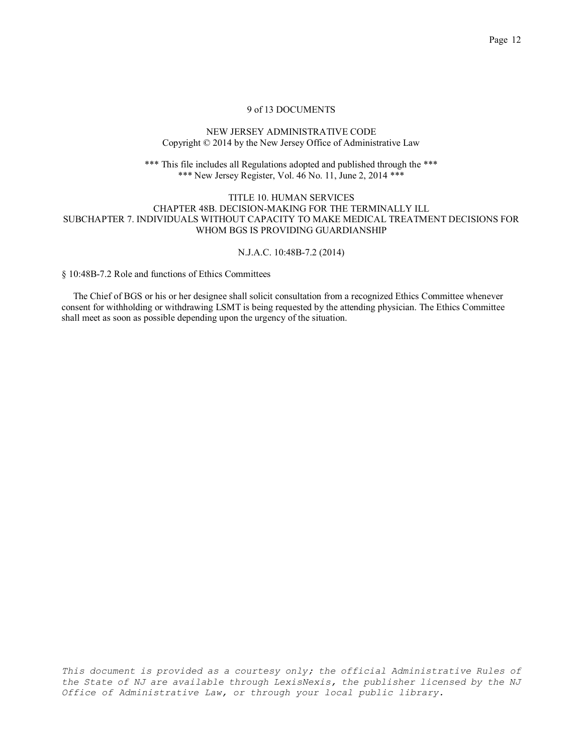9 of 13 DOCUMENTS

NEW JERSEY ADMINISTRATIVE CODE
Copyright © 2014 by the New Jersey Office of Administrative Law

*** This file includes all Regulations adopted and published through the ***
*** New Jersey Register, Vol. 46 No. 11, June 2, 2014 ***

TITLE 10. HUMAN SERVICES
CHAPTER 48B. DECISION-MAKING FOR THE TERMINALLY ILL
SUBCHAPTER 7. INDIVIDUALS WITHOUT CAPACITY TO MAKE MEDICAL TREATMENT DECISIONS FOR WHOM BGS IS PROVIDING GUARDIANSHIP

N.J.A.C. 10:48B-7.2 (2014)

§ 10:48B-7.2 Role and functions of Ethics Committees

The Chief of BGS or his or her designee shall solicit consultation from a recognized Ethics Committee whenever consent for withholding or withdrawing LSMT is being requested by the attending physician. The Ethics Committee shall meet as soon as possible depending upon the urgency of the situation.

*This document is provided as a courtesy only; the official Administrative Rules of the State of NJ are available through LexisNexis, the publisher licensed by the NJ Office of Administrative Law, or through your local public library.*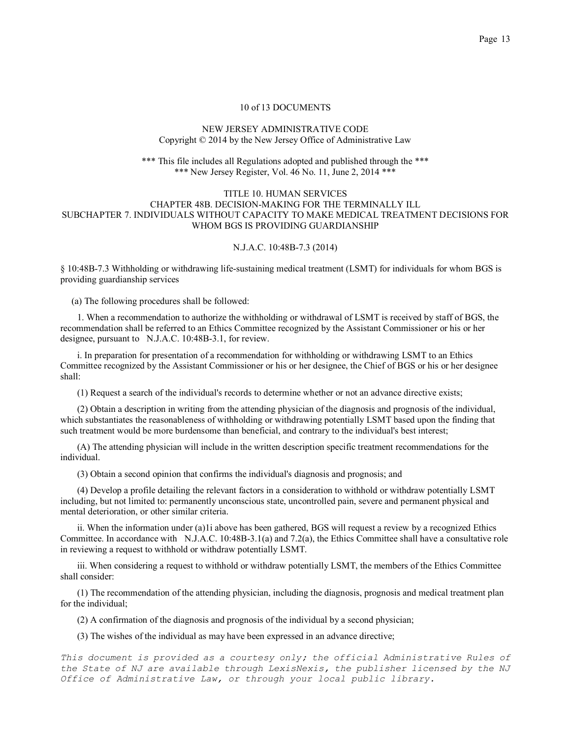10 of 13 DOCUMENTS

NEW JERSEY ADMINISTRATIVE CODE
Copyright © 2014 by the New Jersey Office of Administrative Law

*** This file includes all Regulations adopted and published through the ***
*** New Jersey Register, Vol. 46 No. 11, June 2, 2014 ***

TITLE 10. HUMAN SERVICES
CHAPTER 48B. DECISION-MAKING FOR THE TERMINALLY ILL
SUBCHAPTER 7. INDIVIDUALS WITHOUT CAPACITY TO MAKE MEDICAL TREATMENT DECISIONS FOR WHOM BGS IS PROVIDING GUARDIANSHIP

N.J.A.C. 10:48B-7.3 (2014)

§ 10:48B-7.3 Withholding or withdrawing life-sustaining medical treatment (LSMT) for individuals for whom BGS is providing guardianship services

(a) The following procedures shall be followed:

1. When a recommendation to authorize the withholding or withdrawal of LSMT is received by staff of BGS, the recommendation shall be referred to an Ethics Committee recognized by the Assistant Commissioner or his or her designee, pursuant to N.J.A.C. 10:48B-3.1, for review.

i. In preparation for presentation of a recommendation for withholding or withdrawing LSMT to an Ethics Committee recognized by the Assistant Commissioner or his or her designee, the Chief of BGS or his or her designee shall:

(1) Request a search of the individual's records to determine whether or not an advance directive exists;

(2) Obtain a description in writing from the attending physician of the diagnosis and prognosis of the individual, which substantiates the reasonableness of withholding or withdrawing potentially LSMT based upon the finding that such treatment would be more burdensome than beneficial, and contrary to the individual's best interest;

(A) The attending physician will include in the written description specific treatment recommendations for the individual.

(3) Obtain a second opinion that confirms the individual's diagnosis and prognosis; and

(4) Develop a profile detailing the relevant factors in a consideration to withhold or withdraw potentially LSMT including, but not limited to: permanently unconscious state, uncontrolled pain, severe and permanent physical and mental deterioration, or other similar criteria.

ii. When the information under (a)1i above has been gathered, BGS will request a review by a recognized Ethics Committee. In accordance with N.J.A.C. 10:48B-3.1(a) and 7.2(a), the Ethics Committee shall have a consultative role in reviewing a request to withhold or withdraw potentially LSMT.

iii. When considering a request to withhold or withdraw potentially LSMT, the members of the Ethics Committee shall consider:

(1) The recommendation of the attending physician, including the diagnosis, prognosis and medical treatment plan for the individual;

(2) A confirmation of the diagnosis and prognosis of the individual by a second physician;

(3) The wishes of the individual as may have been expressed in an advance directive;

*This document is provided as a courtesy only; the official Administrative Rules of the State of NJ are available through LexisNexis, the publisher licensed by the NJ Office of Administrative Law, or through your local public library.*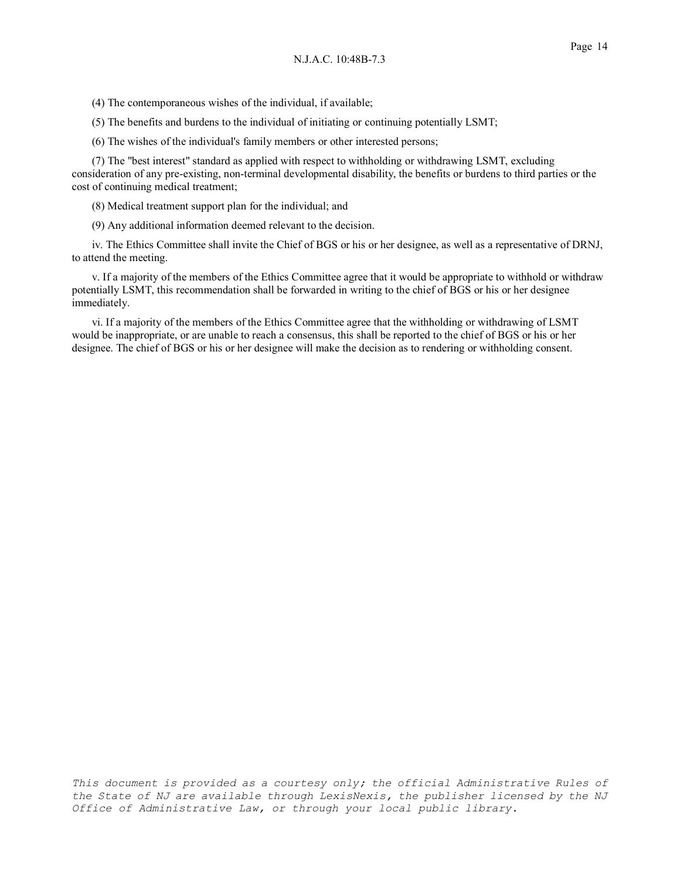(4) The contemporaneous wishes of the individual, if available;

(5) The benefits and burdens to the individual of initiating or continuing potentially LSMT;

(6) The wishes of the individual's family members or other interested persons;

(7) The "best interest" standard as applied with respect to withholding or withdrawing LSMT, excluding consideration of any pre-existing, non-terminal developmental disability, the benefits or burdens to third parties or the cost of continuing medical treatment;

(8) Medical treatment support plan for the individual; and

(9) Any additional information deemed relevant to the decision.

iv. The Ethics Committee shall invite the Chief of BGS or his or her designee, as well as a representative of DRNJ, to attend the meeting.

v. If a majority of the members of the Ethics Committee agree that it would be appropriate to withhold or withdraw potentially LSMT, this recommendation shall be forwarded in writing to the chief of BGS or his or her designee immediately.

vi. If a majority of the members of the Ethics Committee agree that the withholding or withdrawing of LSMT would be inappropriate, or are unable to reach a consensus, this shall be reported to the chief of BGS or his or her designee. The chief of BGS or his or her designee will make the decision as to rendering or withholding consent.

*This document is provided as a courtesy only; the official Administrative Rules of the State of NJ are available through LexisNexis, the publisher licensed by the NJ Office of Administrative Law, or through your local public library.*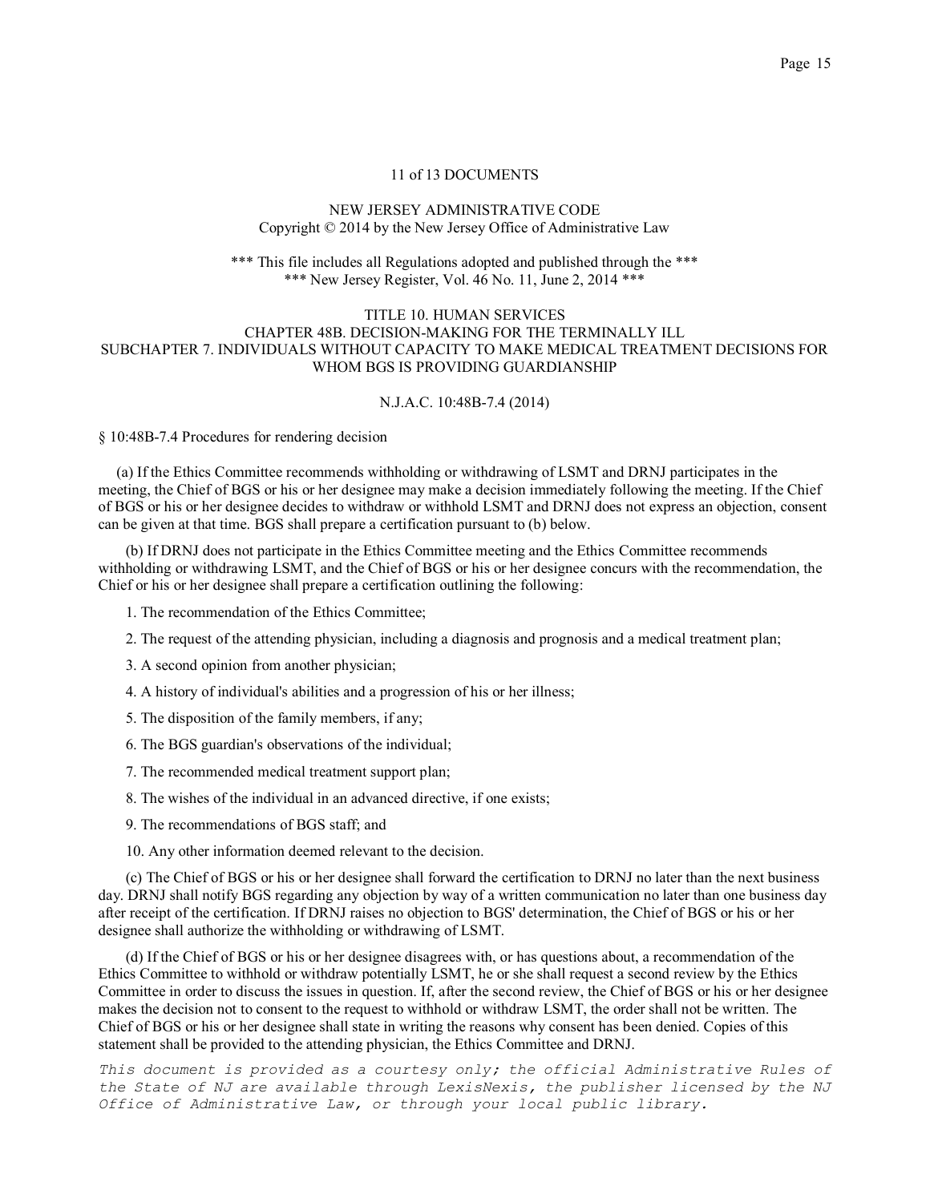11 of 13 DOCUMENTS

NEW JERSEY ADMINISTRATIVE CODE
Copyright © 2014 by the New Jersey Office of Administrative Law

*** This file includes all Regulations adopted and published through the ***
*** New Jersey Register, Vol. 46 No. 11, June 2, 2014 ***

TITLE 10. HUMAN SERVICES
CHAPTER 48B. DECISION-MAKING FOR THE TERMINALLY ILL
SUBCHAPTER 7. INDIVIDUALS WITHOUT CAPACITY TO MAKE MEDICAL TREATMENT DECISIONS FOR WHOM BGS IS PROVIDING GUARDIANSHIP

N.J.A.C. 10:48B-7.4 (2014)

§ 10:48B-7.4 Procedures for rendering decision

(a) If the Ethics Committee recommends withholding or withdrawing of LSMT and DRNJ participates in the meeting, the Chief of BGS or his or her designee may make a decision immediately following the meeting. If the Chief of BGS or his or her designee decides to withdraw or withhold LSMT and DRNJ does not express an objection, consent can be given at that time. BGS shall prepare a certification pursuant to (b) below.

(b) If DRNJ does not participate in the Ethics Committee meeting and the Ethics Committee recommends withholding or withdrawing LSMT, and the Chief of BGS or his or her designee concurs with the recommendation, the Chief or his or her designee shall prepare a certification outlining the following:

1. The recommendation of the Ethics Committee;

2. The request of the attending physician, including a diagnosis and prognosis and a medical treatment plan;

3. A second opinion from another physician;

4. A history of individual's abilities and a progression of his or her illness;

5. The disposition of the family members, if any;

6. The BGS guardian's observations of the individual;

7. The recommended medical treatment support plan;

8. The wishes of the individual in an advanced directive, if one exists;

9. The recommendations of BGS staff; and

10. Any other information deemed relevant to the decision.

(c) The Chief of BGS or his or her designee shall forward the certification to DRNJ no later than the next business day. DRNJ shall notify BGS regarding any objection by way of a written communication no later than one business day after receipt of the certification. If DRNJ raises no objection to BGS' determination, the Chief of BGS or his or her designee shall authorize the withholding or withdrawing of LSMT.

(d) If the Chief of BGS or his or her designee disagrees with, or has questions about, a recommendation of the Ethics Committee to withhold or withdraw potentially LSMT, he or she shall request a second review by the Ethics Committee in order to discuss the issues in question. If, after the second review, the Chief of BGS or his or her designee makes the decision not to consent to the request to withhold or withdraw LSMT, the order shall not be written. The Chief of BGS or his or her designee shall state in writing the reasons why consent has been denied. Copies of this statement shall be provided to the attending physician, the Ethics Committee and DRNJ.

*This document is provided as a courtesy only; the official Administrative Rules of the State of NJ are available through LexisNexis, the publisher licensed by the NJ Office of Administrative Law, or through your local public library.*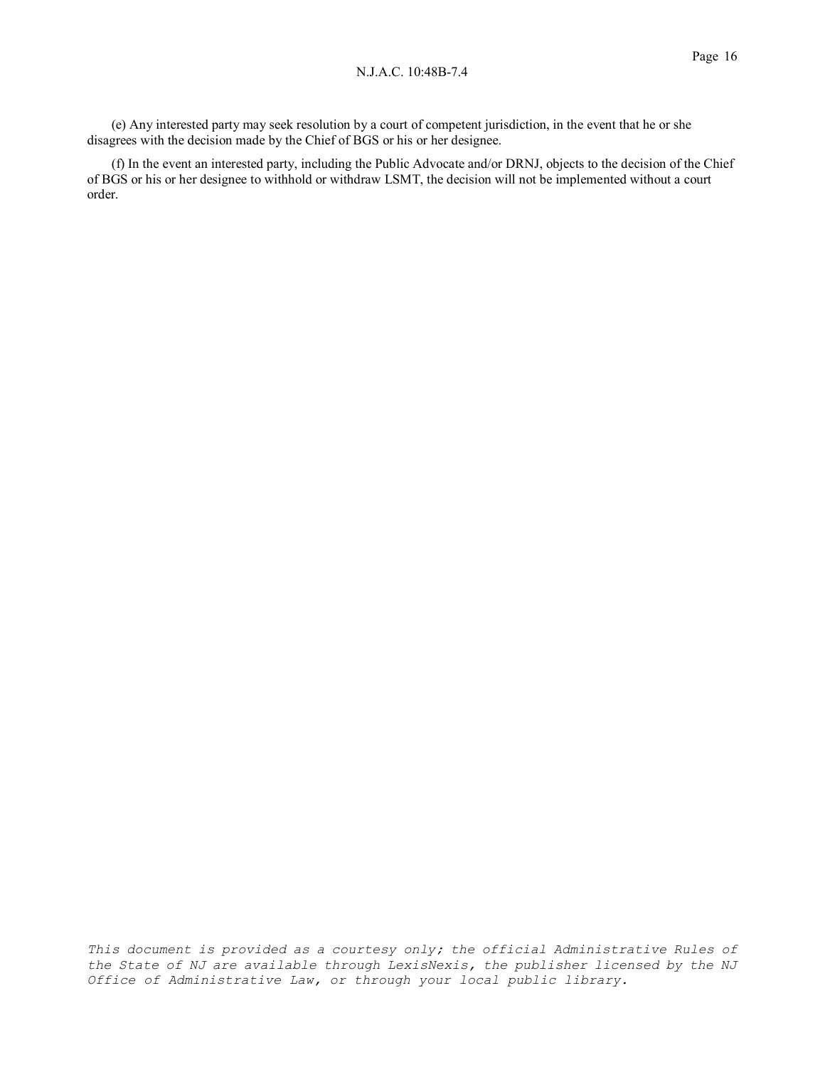(e) Any interested party may seek resolution by a court of competent jurisdiction, in the event that he or she disagrees with the decision made by the Chief of BGS or his or her designee.

(f) In the event an interested party, including the Public Advocate and/or DRNJ, objects to the decision of the Chief of BGS or his or her designee to withhold or withdraw LSMT, the decision will not be implemented without a court order.

*This document is provided as a courtesy only; the official Administrative Rules of the State of NJ are available through LexisNexis, the publisher licensed by the NJ Office of Administrative Law, or through your local public library.*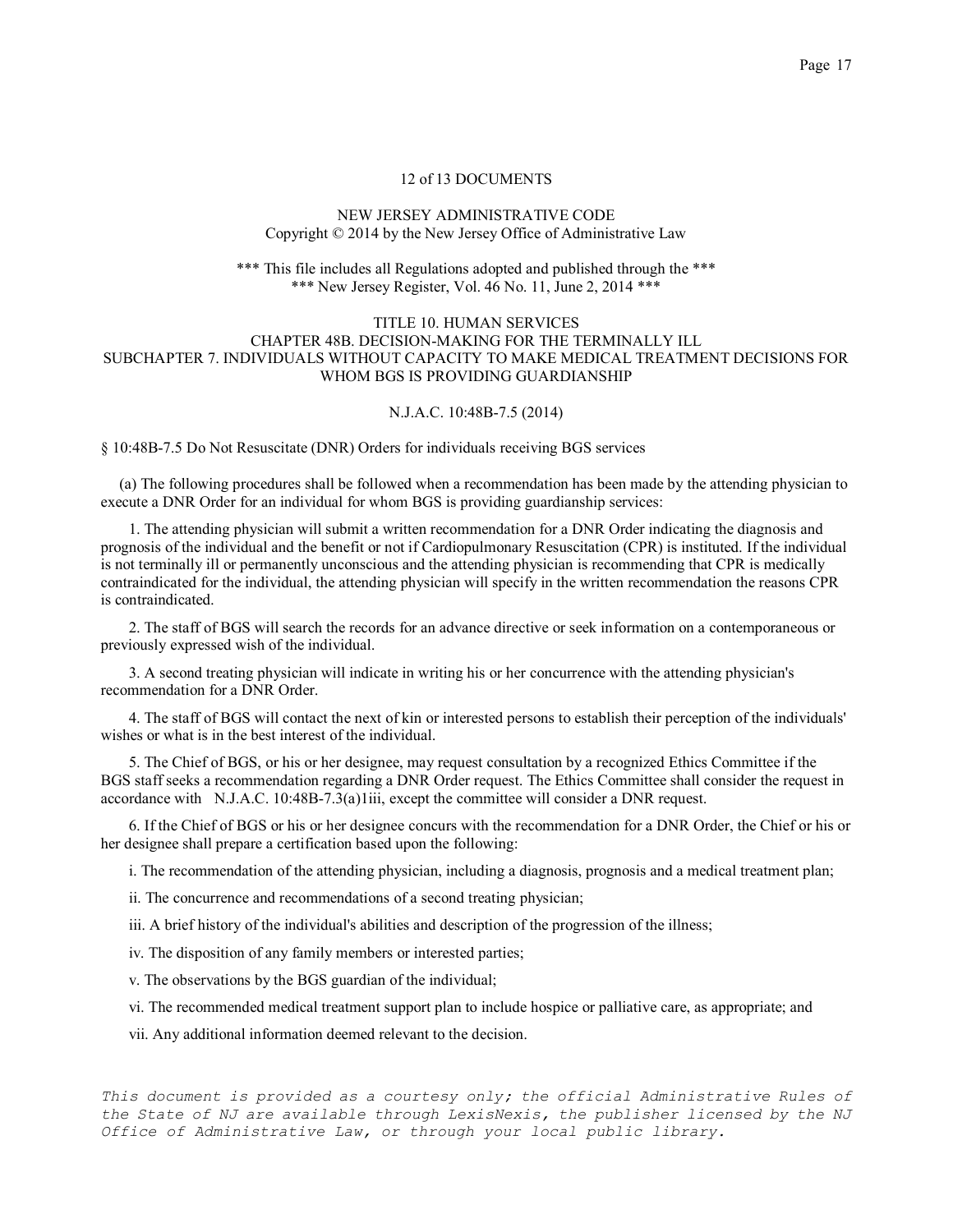12 of 13 DOCUMENTS

NEW JERSEY ADMINISTRATIVE CODE
Copyright © 2014 by the New Jersey Office of Administrative Law

*** This file includes all Regulations adopted and published through the ***
*** New Jersey Register, Vol. 46 No. 11, June 2, 2014 ***

TITLE 10. HUMAN SERVICES
CHAPTER 48B. DECISION-MAKING FOR THE TERMINALLY ILL
SUBCHAPTER 7. INDIVIDUALS WITHOUT CAPACITY TO MAKE MEDICAL TREATMENT DECISIONS FOR WHOM BGS IS PROVIDING GUARDIANSHIP

N.J.A.C. 10:48B-7.5 (2014)

§ 10:48B-7.5 Do Not Resuscitate (DNR) Orders for individuals receiving BGS services

(a) The following procedures shall be followed when a recommendation has been made by the attending physician to execute a DNR Order for an individual for whom BGS is providing guardianship services:

1. The attending physician will submit a written recommendation for a DNR Order indicating the diagnosis and prognosis of the individual and the benefit or not if Cardiopulmonary Resuscitation (CPR) is instituted. If the individual is not terminally ill or permanently unconscious and the attending physician is recommending that CPR is medically contraindicated for the individual, the attending physician will specify in the written recommendation the reasons CPR is contraindicated.

2. The staff of BGS will search the records for an advance directive or seek information on a contemporaneous or previously expressed wish of the individual.

3. A second treating physician will indicate in writing his or her concurrence with the attending physician's recommendation for a DNR Order.

4. The staff of BGS will contact the next of kin or interested persons to establish their perception of the individuals' wishes or what is in the best interest of the individual.

5. The Chief of BGS, or his or her designee, may request consultation by a recognized Ethics Committee if the BGS staff seeks a recommendation regarding a DNR Order request. The Ethics Committee shall consider the request in accordance with N.J.A.C. 10:48B-7.3(a)1iii, except the committee will consider a DNR request.

6. If the Chief of BGS or his or her designee concurs with the recommendation for a DNR Order, the Chief or his or her designee shall prepare a certification based upon the following:

i. The recommendation of the attending physician, including a diagnosis, prognosis and a medical treatment plan;

ii. The concurrence and recommendations of a second treating physician;

iii. A brief history of the individual's abilities and description of the progression of the illness;

iv. The disposition of any family members or interested parties;

v. The observations by the BGS guardian of the individual;

vi. The recommended medical treatment support plan to include hospice or palliative care, as appropriate; and

vii. Any additional information deemed relevant to the decision.

*This document is provided as a courtesy only; the official Administrative Rules of the State of NJ are available through LexisNexis, the publisher licensed by the NJ Office of Administrative Law, or through your local public library.*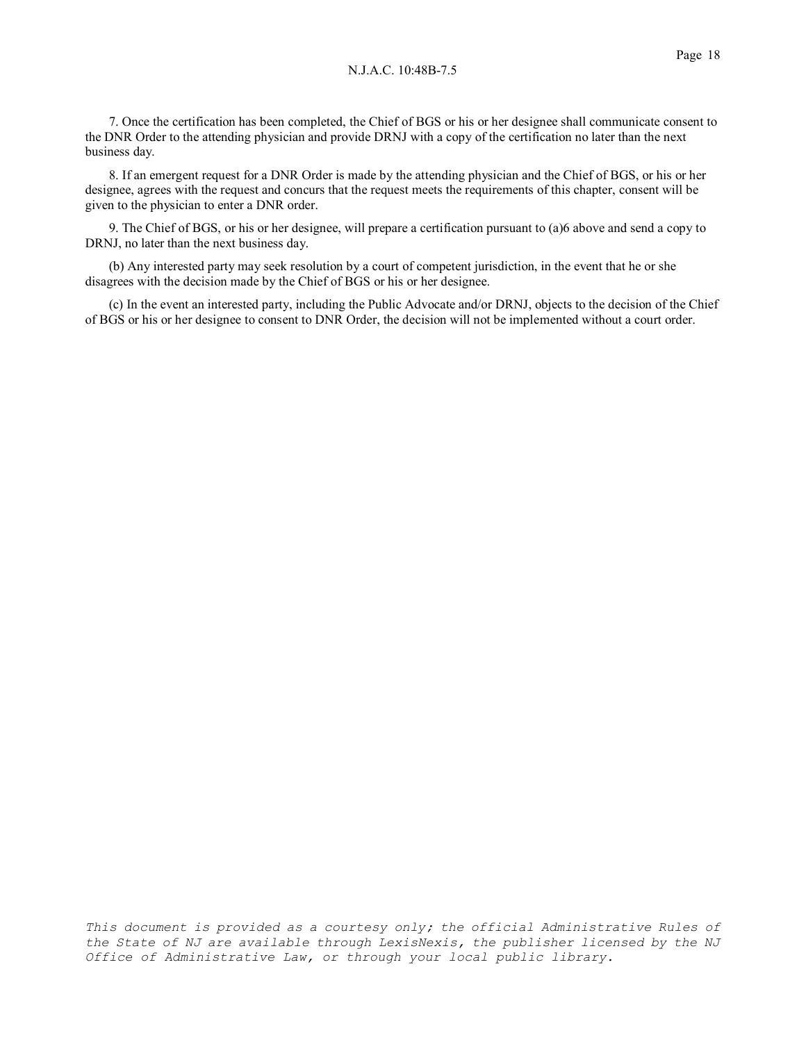7. Once the certification has been completed, the Chief of BGS or his or her designee shall communicate consent to the DNR Order to the attending physician and provide DRNJ with a copy of the certification no later than the next business day.

8. If an emergent request for a DNR Order is made by the attending physician and the Chief of BGS, or his or her designee, agrees with the request and concurs that the request meets the requirements of this chapter, consent will be given to the physician to enter a DNR order.

9. The Chief of BGS, or his or her designee, will prepare a certification pursuant to (a)6 above and send a copy to DRNJ, no later than the next business day.

(b) Any interested party may seek resolution by a court of competent jurisdiction, in the event that he or she disagrees with the decision made by the Chief of BGS or his or her designee.

(c) In the event an interested party, including the Public Advocate and/or DRNJ, objects to the decision of the Chief of BGS or his or her designee to consent to DNR Order, the decision will not be implemented without a court order.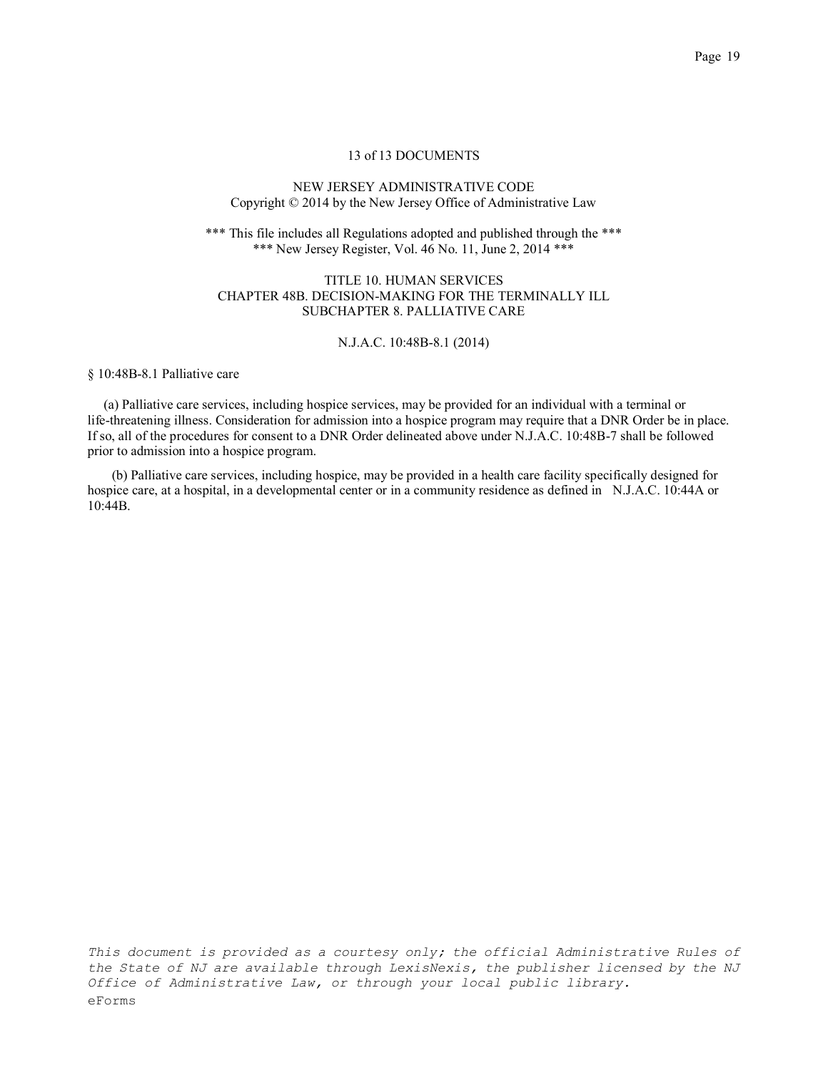13 of 13 DOCUMENTS

NEW JERSEY ADMINISTRATIVE CODE
Copyright © 2014 by the New Jersey Office of Administrative Law

*** This file includes all Regulations adopted and published through the ***
*** New Jersey Register, Vol. 46 No. 11, June 2, 2014 ***

TITLE 10. HUMAN SERVICES
CHAPTER 48B. DECISION-MAKING FOR THE TERMINALLY ILL
SUBCHAPTER 8. PALLIATIVE CARE

N.J.A.C. 10:48B-8.1 (2014)

§ 10:48B-8.1 Palliative care

(a) Palliative care services, including hospice services, may be provided for an individual with a terminal or life-threatening illness. Consideration for admission into a hospice program may require that a DNR Order be in place. If so, all of the procedures for consent to a DNR Order delineated above under N.J.A.C. 10:48B-7 shall be followed prior to admission into a hospice program.

(b) Palliative care services, including hospice, may be provided in a health care facility specifically designed for hospice care, at a hospital, in a developmental center or in a community residence as defined in N.J.A.C. 10:44A or 10:44B.

*This document is provided as a courtesy only; the official Administrative Rules of the State of NJ are available through LexisNexis, the publisher licensed by the NJ Office of Administrative Law, or through your local public library.*